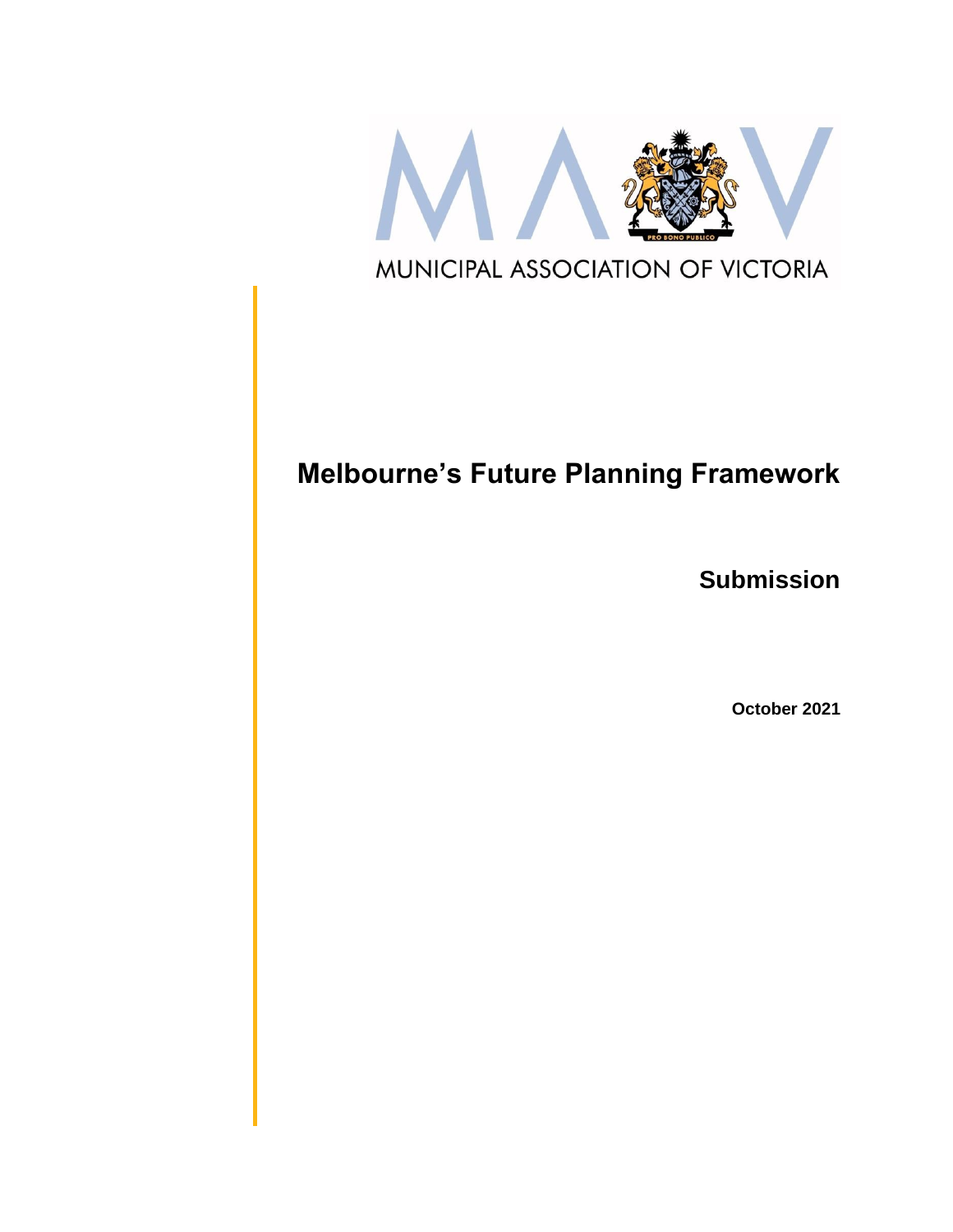MUNICIPAL ASSOCIATION OF VICTORIA

# Melbourne's Future Planning Framework

## Submission

**October 2021**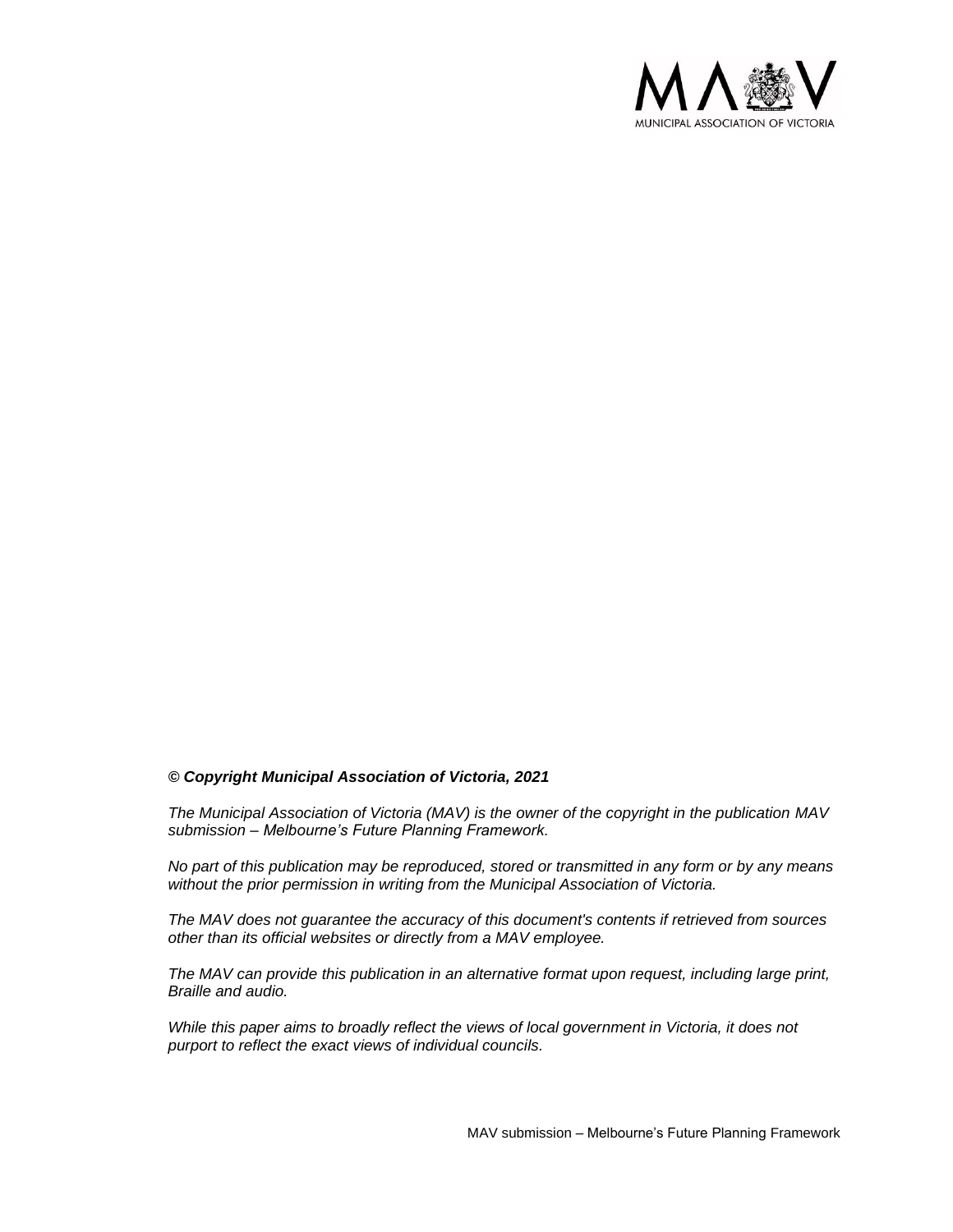***© Copyright Municipal Association of Victoria, 2021***

*The Municipal Association of Victoria (MAV) is the owner of the copyright in the publication MAV submission – Melbourne's Future Planning Framework.*

*No part of this publication may be reproduced, stored or transmitted in any form or by any means without the prior permission in writing from the Municipal Association of Victoria.*

*The MAV does not guarantee the accuracy of this document's contents if retrieved from sources other than its official websites or directly from a MAV employee.*

*The MAV can provide this publication in an alternative format upon request, including large print, Braille and audio.*

*While this paper aims to broadly reflect the views of local government in Victoria, it does not purport to reflect the exact views of individual councils.*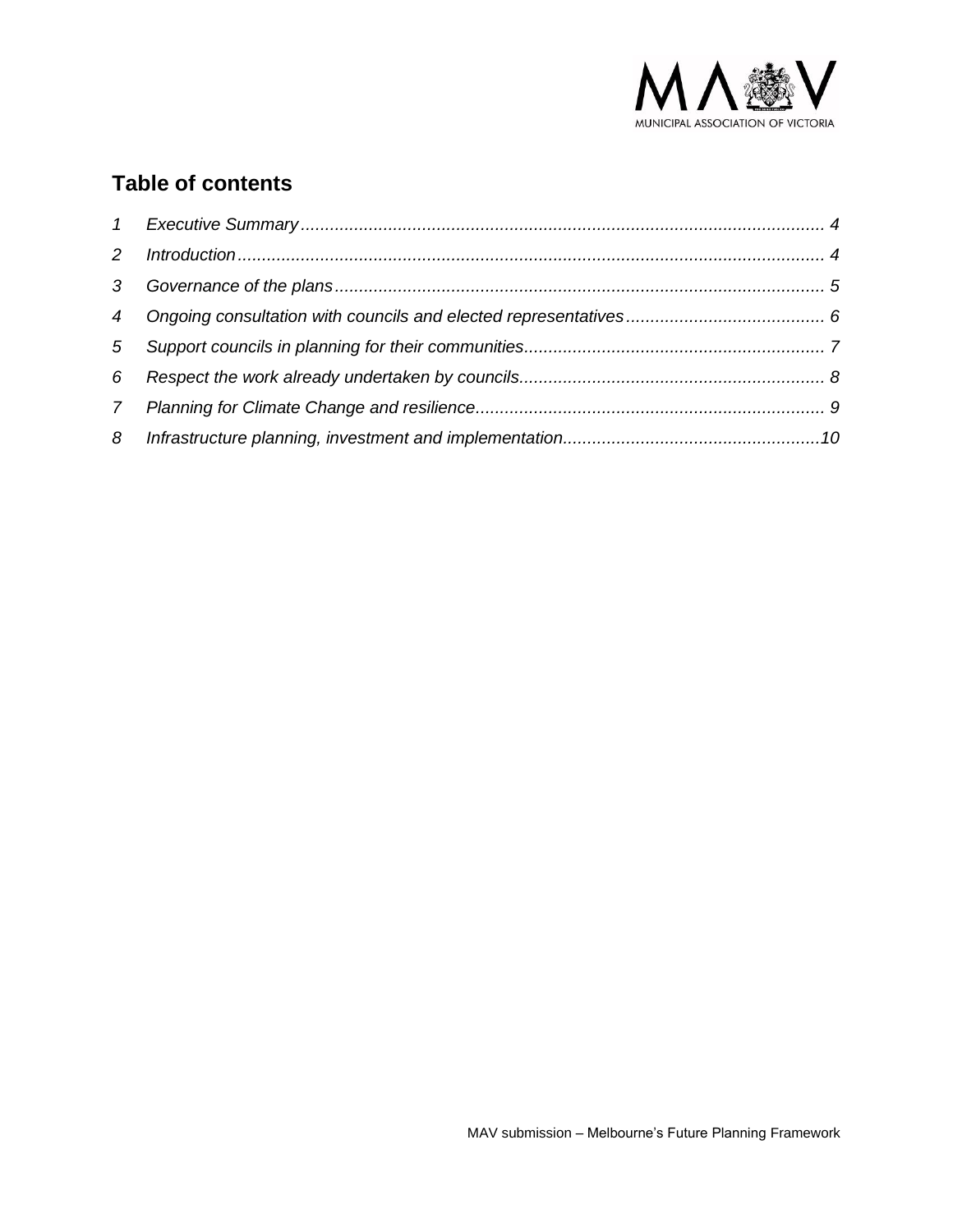## Table of contents

1 Executive Summary ........................................................................ 4
2 Introduction ........................................................................ 4
3 Governance of the plans ........................................................................ 5
4 Ongoing consultation with councils and elected representatives ........................................ 6
5 Support councils in planning for their communities ........................................................ 7
6 Respect the work already undertaken by councils ........................................................ 8
7 Planning for Climate Change and resilience ........................................................ 9
8 Infrastructure planning, investment and implementation ............................................ 10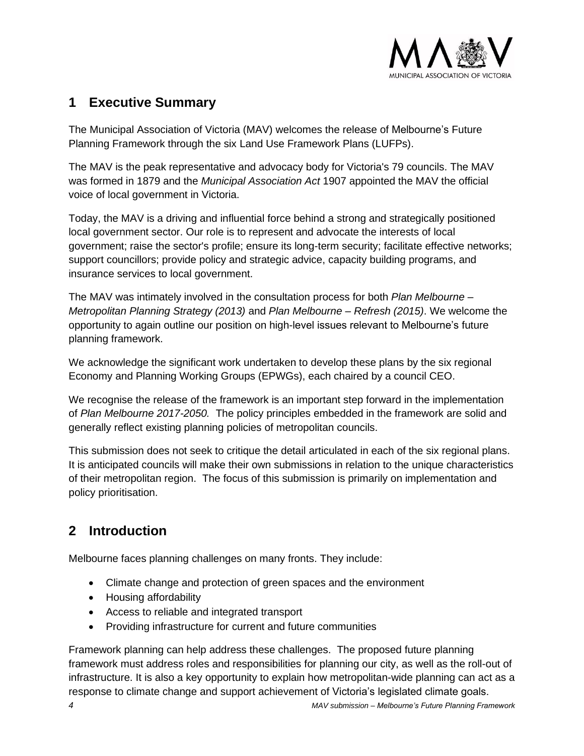## 1 Executive Summary

The Municipal Association of Victoria (MAV) welcomes the release of Melbourne's Future Planning Framework through the six Land Use Framework Plans (LUFPs).

The MAV is the peak representative and advocacy body for Victoria's 79 councils. The MAV was formed in 1879 and the *Municipal Association Act* 1907 appointed the MAV the official voice of local government in Victoria.

Today, the MAV is a driving and influential force behind a strong and strategically positioned local government sector. Our role is to represent and advocate the interests of local government; raise the sector's profile; ensure its long-term security; facilitate effective networks; support councillors; provide policy and strategic advice, capacity building programs, and insurance services to local government.

The MAV was intimately involved in the consultation process for both *Plan Melbourne – Metropolitan Planning Strategy (2013)* and *Plan Melbourne – Refresh (2015)*. We welcome the opportunity to again outline our position on high-level issues relevant to Melbourne's future planning framework.

We acknowledge the significant work undertaken to develop these plans by the six regional Economy and Planning Working Groups (EPWGs), each chaired by a council CEO.

We recognise the release of the framework is an important step forward in the implementation of *Plan Melbourne 2017-2050.* The policy principles embedded in the framework are solid and generally reflect existing planning policies of metropolitan councils.

This submission does not seek to critique the detail articulated in each of the six regional plans. It is anticipated councils will make their own submissions in relation to the unique characteristics of their metropolitan region. The focus of this submission is primarily on implementation and policy prioritisation.

## 2 Introduction

Melbourne faces planning challenges on many fronts. They include:

- Climate change and protection of green spaces and the environment
- Housing affordability
- Access to reliable and integrated transport
- Providing infrastructure for current and future communities

Framework planning can help address these challenges. The proposed future planning framework must address roles and responsibilities for planning our city, as well as the roll-out of infrastructure. It is also a key opportunity to explain how metropolitan-wide planning can act as a response to climate change and support achievement of Victoria's legislated climate goals.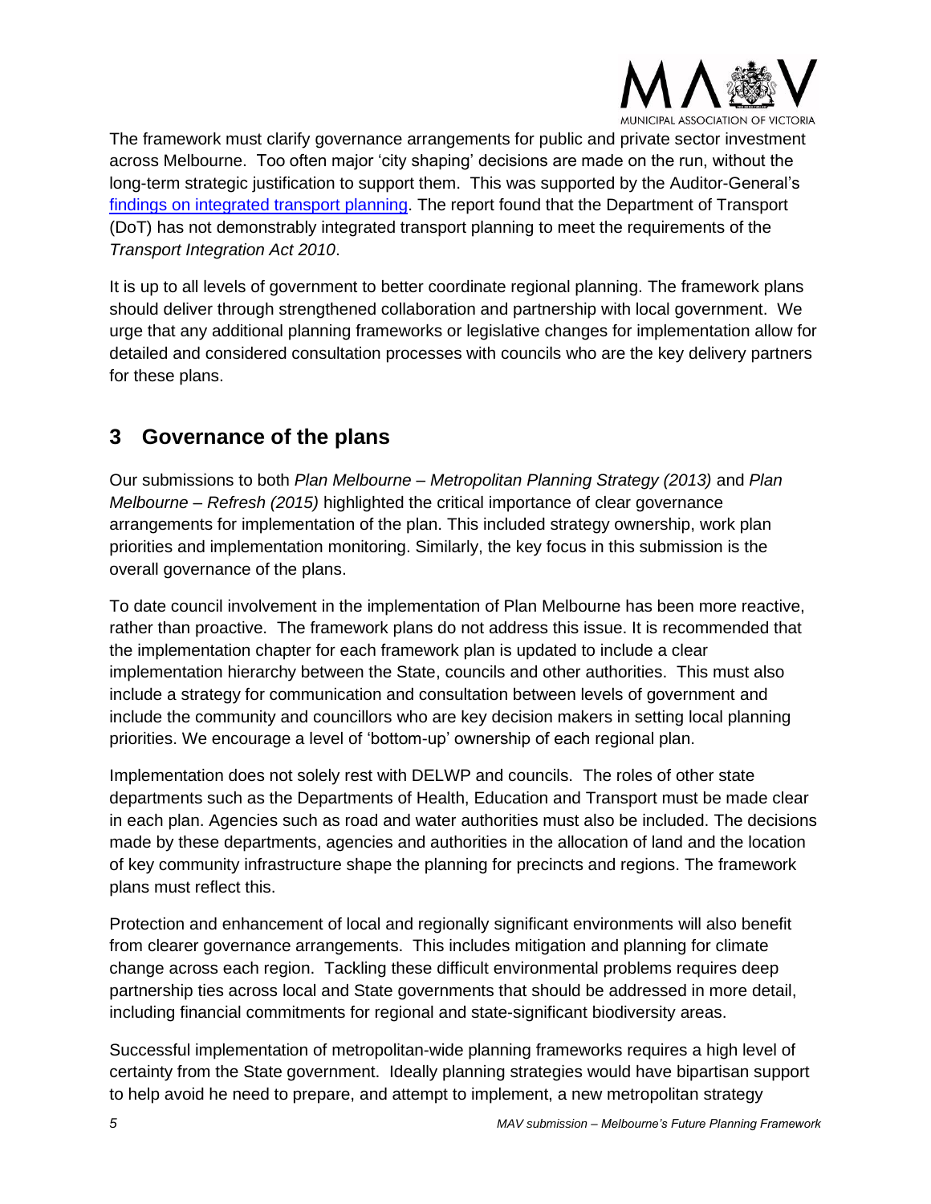The framework must clarify governance arrangements for public and private sector investment across Melbourne. Too often major 'city shaping' decisions are made on the run, without the long-term strategic justification to support them. This was supported by the Auditor-General's [findings on integrated transport planning](). The report found that the Department of Transport (DoT) has not demonstrably integrated transport planning to meet the requirements of the *Transport Integration Act 2010*.

It is up to all levels of government to better coordinate regional planning. The framework plans should deliver through strengthened collaboration and partnership with local government. We urge that any additional planning frameworks or legislative changes for implementation allow for detailed and considered consultation processes with councils who are the key delivery partners for these plans.

## 3 Governance of the plans

Our submissions to both *Plan Melbourne – Metropolitan Planning Strategy (2013)* and *Plan Melbourne – Refresh (2015)* highlighted the critical importance of clear governance arrangements for implementation of the plan. This included strategy ownership, work plan priorities and implementation monitoring. Similarly, the key focus in this submission is the overall governance of the plans.

To date council involvement in the implementation of Plan Melbourne has been more reactive, rather than proactive. The framework plans do not address this issue. It is recommended that the implementation chapter for each framework plan is updated to include a clear implementation hierarchy between the State, councils and other authorities. This must also include a strategy for communication and consultation between levels of government and include the community and councillors who are key decision makers in setting local planning priorities. We encourage a level of 'bottom-up' ownership of each regional plan.

Implementation does not solely rest with DELWP and councils. The roles of other state departments such as the Departments of Health, Education and Transport must be made clear in each plan. Agencies such as road and water authorities must also be included. The decisions made by these departments, agencies and authorities in the allocation of land and the location of key community infrastructure shape the planning for precincts and regions. The framework plans must reflect this.

Protection and enhancement of local and regionally significant environments will also benefit from clearer governance arrangements. This includes mitigation and planning for climate change across each region. Tackling these difficult environmental problems requires deep partnership ties across local and State governments that should be addressed in more detail, including financial commitments for regional and state-significant biodiversity areas.

Successful implementation of metropolitan-wide planning frameworks requires a high level of certainty from the State government. Ideally planning strategies would have bipartisan support to help avoid he need to prepare, and attempt to implement, a new metropolitan strategy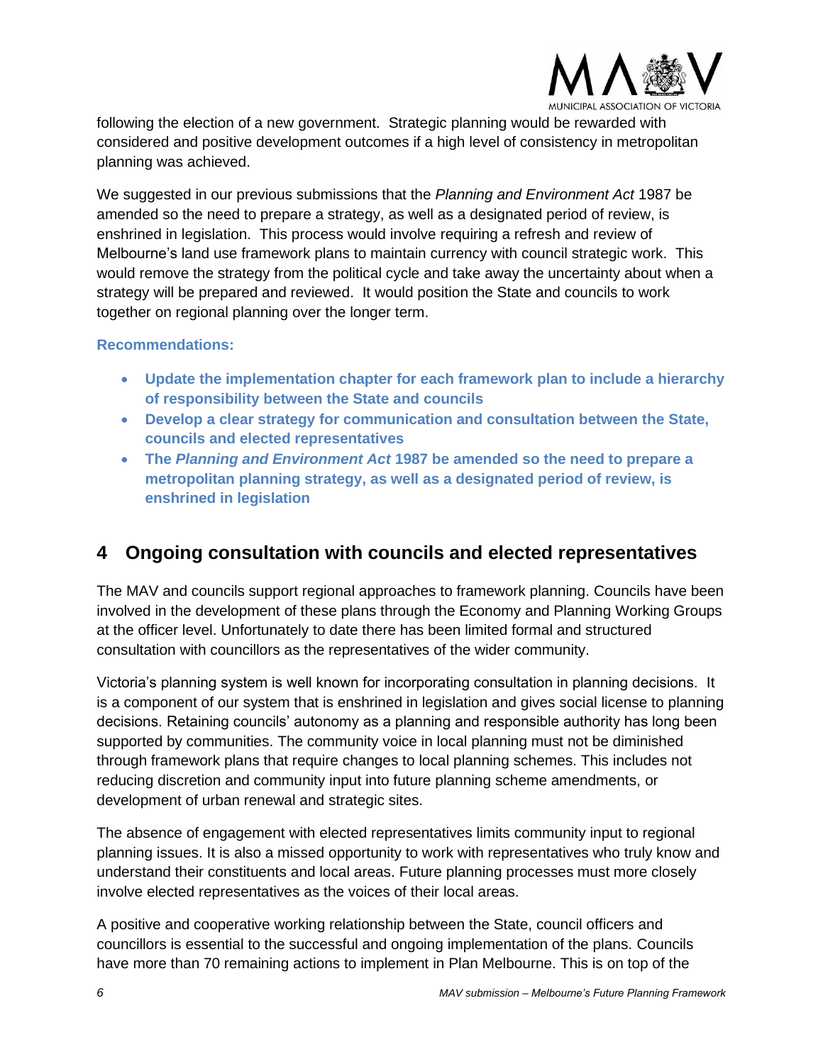following the election of a new government. Strategic planning would be rewarded with considered and positive development outcomes if a high level of consistency in metropolitan planning was achieved.

We suggested in our previous submissions that the *Planning and Environment Act* 1987 be amended so the need to prepare a strategy, as well as a designated period of review, is enshrined in legislation. This process would involve requiring a refresh and review of Melbourne's land use framework plans to maintain currency with council strategic work. This would remove the strategy from the political cycle and take away the uncertainty about when a strategy will be prepared and reviewed. It would position the State and councils to work together on regional planning over the longer term.

**Recommendations:**

- **Update the implementation chapter for each framework plan to include a hierarchy of responsibility between the State and councils**
- **Develop a clear strategy for communication and consultation between the State, councils and elected representatives**
- **The *Planning and Environment Act* 1987 be amended so the need to prepare a metropolitan planning strategy, as well as a designated period of review, is enshrined in legislation**

## 4 Ongoing consultation with councils and elected representatives

The MAV and councils support regional approaches to framework planning. Councils have been involved in the development of these plans through the Economy and Planning Working Groups at the officer level. Unfortunately to date there has been limited formal and structured consultation with councillors as the representatives of the wider community.

Victoria's planning system is well known for incorporating consultation in planning decisions. It is a component of our system that is enshrined in legislation and gives social license to planning decisions. Retaining councils' autonomy as a planning and responsible authority has long been supported by communities. The community voice in local planning must not be diminished through framework plans that require changes to local planning schemes. This includes not reducing discretion and community input into future planning scheme amendments, or development of urban renewal and strategic sites.

The absence of engagement with elected representatives limits community input to regional planning issues. It is also a missed opportunity to work with representatives who truly know and understand their constituents and local areas. Future planning processes must more closely involve elected representatives as the voices of their local areas.

A positive and cooperative working relationship between the State, council officers and councillors is essential to the successful and ongoing implementation of the plans. Councils have more than 70 remaining actions to implement in Plan Melbourne. This is on top of the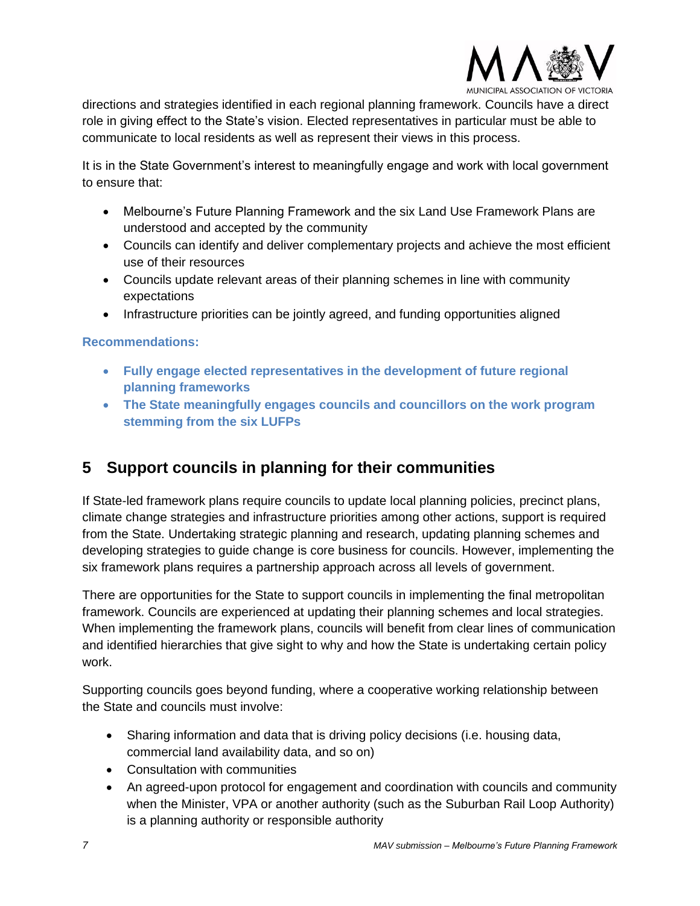directions and strategies identified in each regional planning framework. Councils have a direct role in giving effect to the State's vision. Elected representatives in particular must be able to communicate to local residents as well as represent their views in this process.

It is in the State Government's interest to meaningfully engage and work with local government to ensure that:

- Melbourne's Future Planning Framework and the six Land Use Framework Plans are understood and accepted by the community
- Councils can identify and deliver complementary projects and achieve the most efficient use of their resources
- Councils update relevant areas of their planning schemes in line with community expectations
- Infrastructure priorities can be jointly agreed, and funding opportunities aligned

**Recommendations:**

- **Fully engage elected representatives in the development of future regional planning frameworks**
- **The State meaningfully engages councils and councillors on the work program stemming from the six LUFPs**

## 5 Support councils in planning for their communities

If State-led framework plans require councils to update local planning policies, precinct plans, climate change strategies and infrastructure priorities among other actions, support is required from the State. Undertaking strategic planning and research, updating planning schemes and developing strategies to guide change is core business for councils. However, implementing the six framework plans requires a partnership approach across all levels of government.

There are opportunities for the State to support councils in implementing the final metropolitan framework. Councils are experienced at updating their planning schemes and local strategies. When implementing the framework plans, councils will benefit from clear lines of communication and identified hierarchies that give sight to why and how the State is undertaking certain policy work.

Supporting councils goes beyond funding, where a cooperative working relationship between the State and councils must involve:

- Sharing information and data that is driving policy decisions (i.e. housing data, commercial land availability data, and so on)
- Consultation with communities
- An agreed-upon protocol for engagement and coordination with councils and community when the Minister, VPA or another authority (such as the Suburban Rail Loop Authority) is a planning authority or responsible authority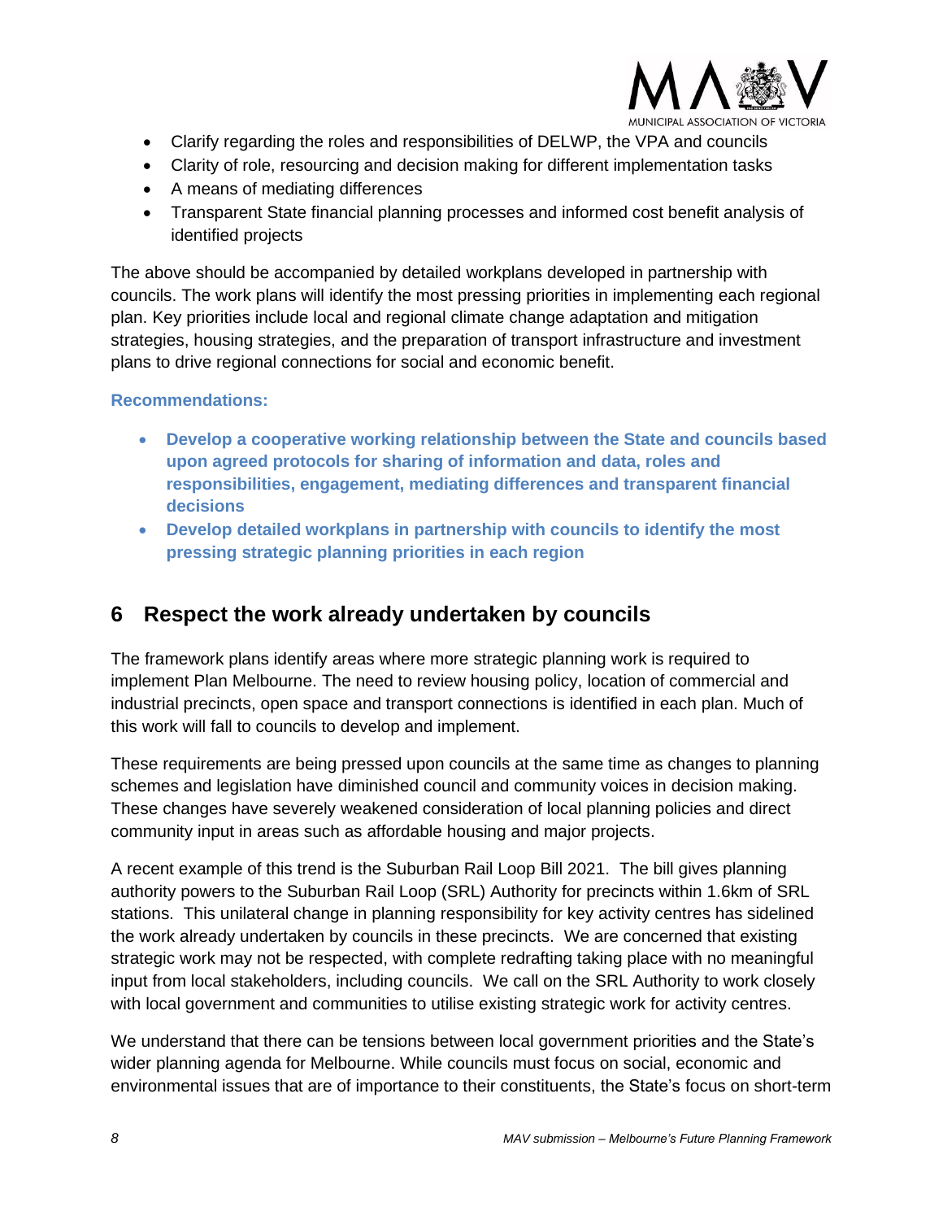- Clarify regarding the roles and responsibilities of DELWP, the VPA and councils
- Clarity of role, resourcing and decision making for different implementation tasks
- A means of mediating differences
- Transparent State financial planning processes and informed cost benefit analysis of identified projects

The above should be accompanied by detailed workplans developed in partnership with councils. The work plans will identify the most pressing priorities in implementing each regional plan. Key priorities include local and regional climate change adaptation and mitigation strategies, housing strategies, and the preparation of transport infrastructure and investment plans to drive regional connections for social and economic benefit.

**Recommendations:**

- **Develop a cooperative working relationship between the State and councils based upon agreed protocols for sharing of information and data, roles and responsibilities, engagement, mediating differences and transparent financial decisions**
- **Develop detailed workplans in partnership with councils to identify the most pressing strategic planning priorities in each region**

## 6 Respect the work already undertaken by councils

The framework plans identify areas where more strategic planning work is required to implement Plan Melbourne. The need to review housing policy, location of commercial and industrial precincts, open space and transport connections is identified in each plan. Much of this work will fall to councils to develop and implement.

These requirements are being pressed upon councils at the same time as changes to planning schemes and legislation have diminished council and community voices in decision making. These changes have severely weakened consideration of local planning policies and direct community input in areas such as affordable housing and major projects.

A recent example of this trend is the Suburban Rail Loop Bill 2021. The bill gives planning authority powers to the Suburban Rail Loop (SRL) Authority for precincts within 1.6km of SRL stations. This unilateral change in planning responsibility for key activity centres has sidelined the work already undertaken by councils in these precincts. We are concerned that existing strategic work may not be respected, with complete redrafting taking place with no meaningful input from local stakeholders, including councils. We call on the SRL Authority to work closely with local government and communities to utilise existing strategic work for activity centres.

We understand that there can be tensions between local government priorities and the State's wider planning agenda for Melbourne. While councils must focus on social, economic and environmental issues that are of importance to their constituents, the State's focus on short-term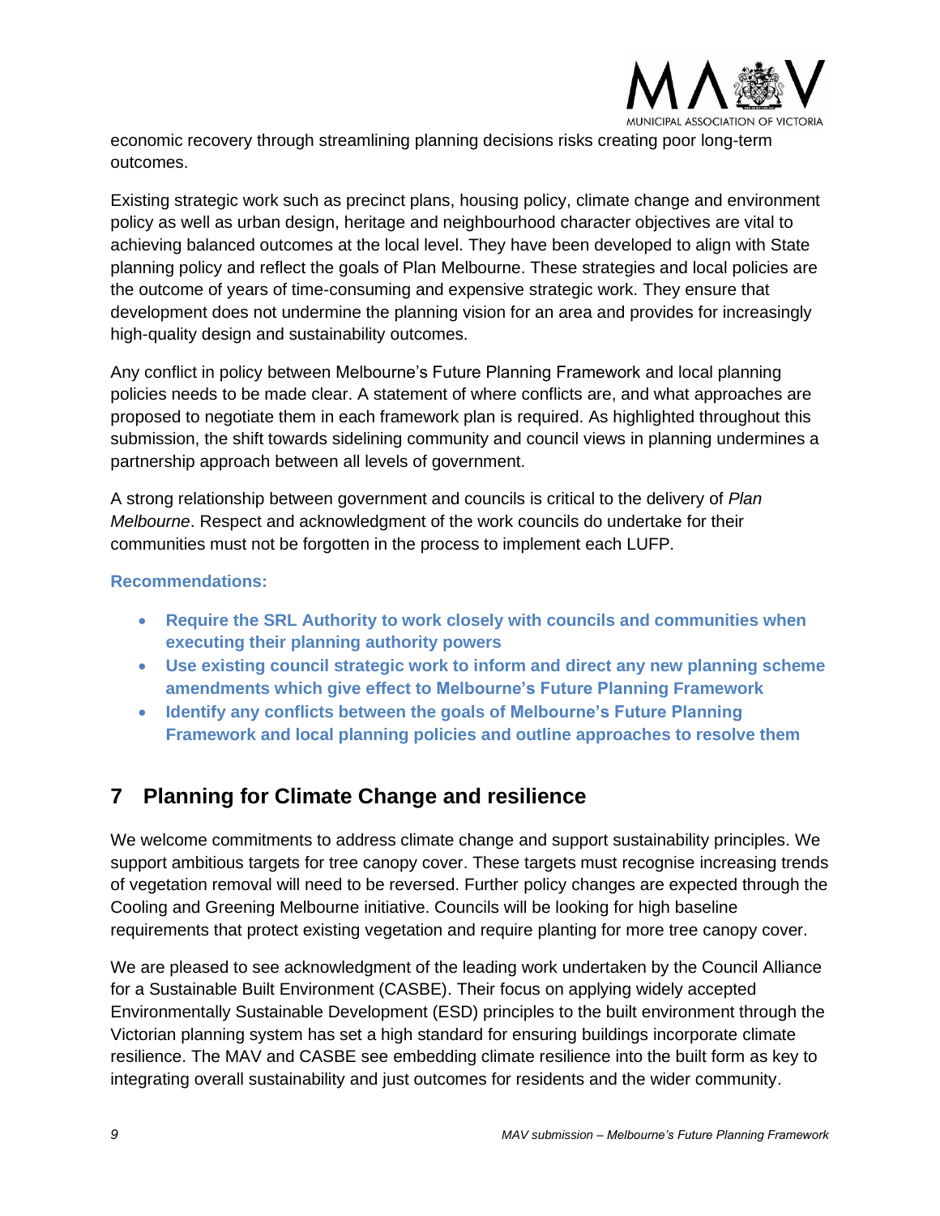economic recovery through streamlining planning decisions risks creating poor long-term outcomes.

Existing strategic work such as precinct plans, housing policy, climate change and environment policy as well as urban design, heritage and neighbourhood character objectives are vital to achieving balanced outcomes at the local level. They have been developed to align with State planning policy and reflect the goals of Plan Melbourne. These strategies and local policies are the outcome of years of time-consuming and expensive strategic work. They ensure that development does not undermine the planning vision for an area and provides for increasingly high-quality design and sustainability outcomes.

Any conflict in policy between Melbourne's Future Planning Framework and local planning policies needs to be made clear. A statement of where conflicts are, and what approaches are proposed to negotiate them in each framework plan is required. As highlighted throughout this submission, the shift towards sidelining community and council views in planning undermines a partnership approach between all levels of government.

A strong relationship between government and councils is critical to the delivery of *Plan Melbourne*. Respect and acknowledgment of the work councils do undertake for their communities must not be forgotten in the process to implement each LUFP.

**Recommendations:**

- **Require the SRL Authority to work closely with councils and communities when executing their planning authority powers**
- **Use existing council strategic work to inform and direct any new planning scheme amendments which give effect to Melbourne's Future Planning Framework**
- **Identify any conflicts between the goals of Melbourne's Future Planning Framework and local planning policies and outline approaches to resolve them**

## 7 Planning for Climate Change and resilience

We welcome commitments to address climate change and support sustainability principles. We support ambitious targets for tree canopy cover. These targets must recognise increasing trends of vegetation removal will need to be reversed. Further policy changes are expected through the Cooling and Greening Melbourne initiative. Councils will be looking for high baseline requirements that protect existing vegetation and require planting for more tree canopy cover.

We are pleased to see acknowledgment of the leading work undertaken by the Council Alliance for a Sustainable Built Environment (CASBE). Their focus on applying widely accepted Environmentally Sustainable Development (ESD) principles to the built environment through the Victorian planning system has set a high standard for ensuring buildings incorporate climate resilience. The MAV and CASBE see embedding climate resilience into the built form as key to integrating overall sustainability and just outcomes for residents and the wider community.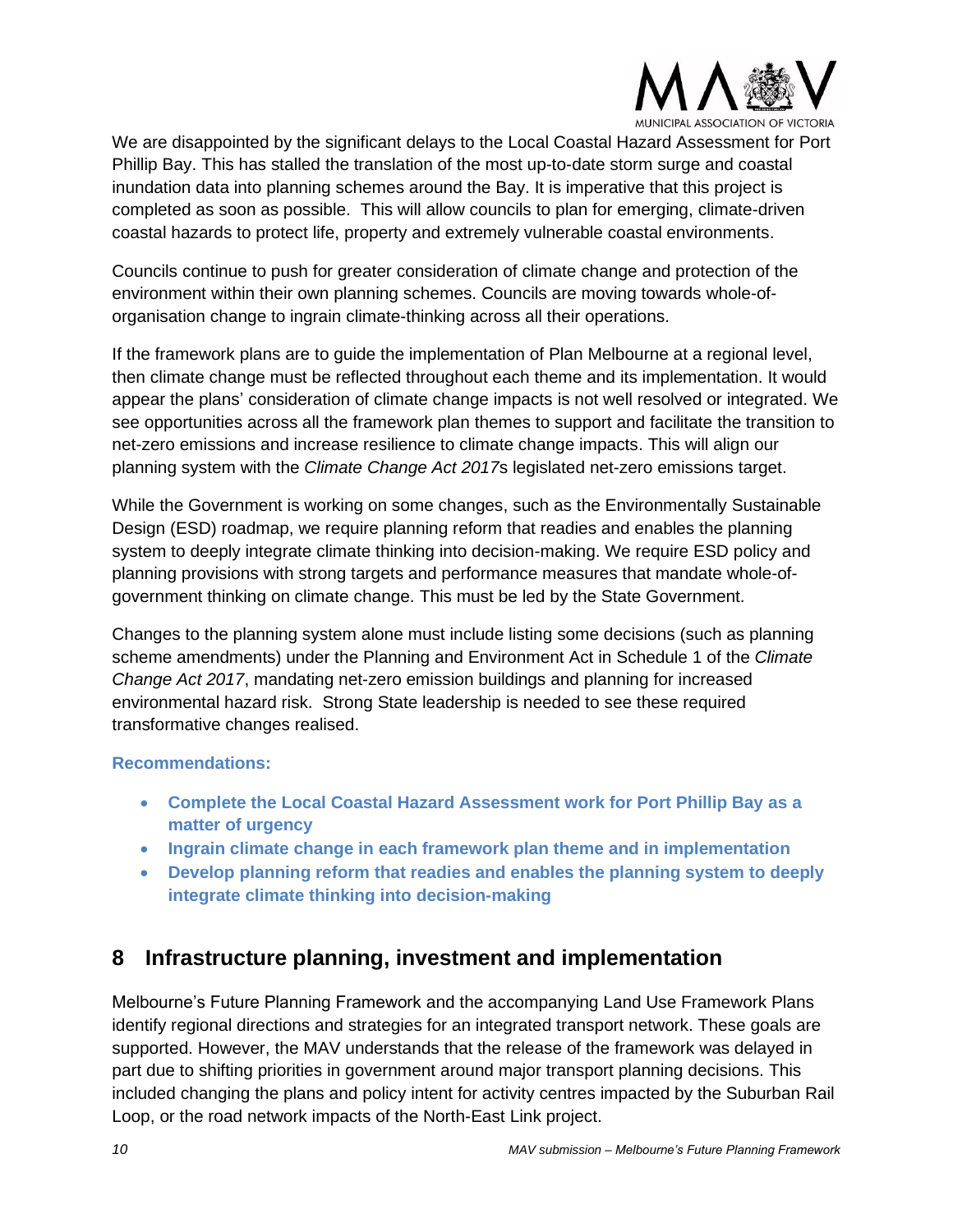We are disappointed by the significant delays to the Local Coastal Hazard Assessment for Port Phillip Bay. This has stalled the translation of the most up-to-date storm surge and coastal inundation data into planning schemes around the Bay. It is imperative that this project is completed as soon as possible. This will allow councils to plan for emerging, climate-driven coastal hazards to protect life, property and extremely vulnerable coastal environments.

Councils continue to push for greater consideration of climate change and protection of the environment within their own planning schemes. Councils are moving towards whole-of-organisation change to ingrain climate-thinking across all their operations.

If the framework plans are to guide the implementation of Plan Melbourne at a regional level, then climate change must be reflected throughout each theme and its implementation. It would appear the plans' consideration of climate change impacts is not well resolved or integrated. We see opportunities across all the framework plan themes to support and facilitate the transition to net-zero emissions and increase resilience to climate change impacts. This will align our planning system with the *Climate Change Act 2017*s legislated net-zero emissions target.

While the Government is working on some changes, such as the Environmentally Sustainable Design (ESD) roadmap, we require planning reform that readies and enables the planning system to deeply integrate climate thinking into decision-making. We require ESD policy and planning provisions with strong targets and performance measures that mandate whole-of-government thinking on climate change. This must be led by the State Government.

Changes to the planning system alone must include listing some decisions (such as planning scheme amendments) under the Planning and Environment Act in Schedule 1 of the *Climate Change Act 2017*, mandating net-zero emission buildings and planning for increased environmental hazard risk. Strong State leadership is needed to see these required transformative changes realised.

**Recommendations:**

- **Complete the Local Coastal Hazard Assessment work for Port Phillip Bay as a matter of urgency**
- **Ingrain climate change in each framework plan theme and in implementation**
- **Develop planning reform that readies and enables the planning system to deeply integrate climate thinking into decision-making**

## 8 Infrastructure planning, investment and implementation

Melbourne's Future Planning Framework and the accompanying Land Use Framework Plans identify regional directions and strategies for an integrated transport network. These goals are supported. However, the MAV understands that the release of the framework was delayed in part due to shifting priorities in government around major transport planning decisions. This included changing the plans and policy intent for activity centres impacted by the Suburban Rail Loop, or the road network impacts of the North-East Link project.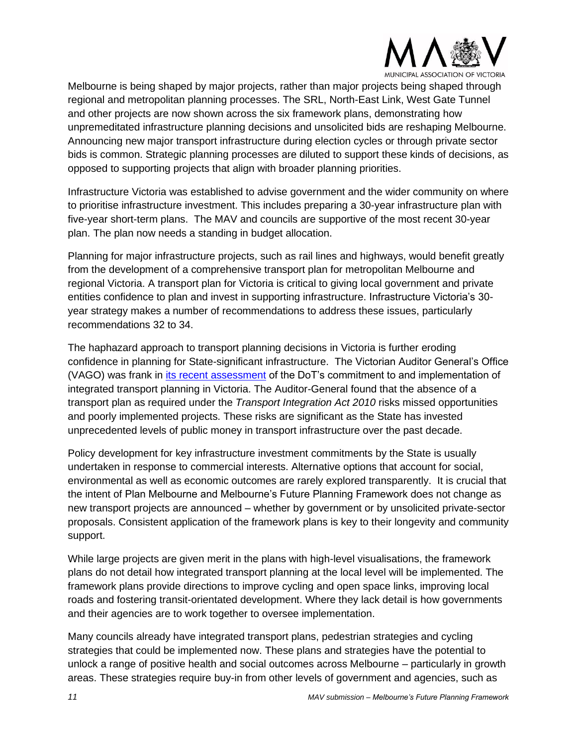Melbourne is being shaped by major projects, rather than major projects being shaped through regional and metropolitan planning processes. The SRL, North-East Link, West Gate Tunnel and other projects are now shown across the six framework plans, demonstrating how unpremeditated infrastructure planning decisions and unsolicited bids are reshaping Melbourne. Announcing new major transport infrastructure during election cycles or through private sector bids is common. Strategic planning processes are diluted to support these kinds of decisions, as opposed to supporting projects that align with broader planning priorities.

Infrastructure Victoria was established to advise government and the wider community on where to prioritise infrastructure investment. This includes preparing a 30-year infrastructure plan with five-year short-term plans. The MAV and councils are supportive of the most recent 30-year plan. The plan now needs a standing in budget allocation.

Planning for major infrastructure projects, such as rail lines and highways, would benefit greatly from the development of a comprehensive transport plan for metropolitan Melbourne and regional Victoria. A transport plan for Victoria is critical to giving local government and private entities confidence to plan and invest in supporting infrastructure. Infrastructure Victoria's 30-year strategy makes a number of recommendations to address these issues, particularly recommendations 32 to 34.

The haphazard approach to transport planning decisions in Victoria is further eroding confidence in planning for State-significant infrastructure. The Victorian Auditor General's Office (VAGO) was frank in [its recent assessment] of the DoT's commitment to and implementation of integrated transport planning in Victoria. The Auditor-General found that the absence of a transport plan as required under the *Transport Integration Act 2010* risks missed opportunities and poorly implemented projects. These risks are significant as the State has invested unprecedented levels of public money in transport infrastructure over the past decade.

Policy development for key infrastructure investment commitments by the State is usually undertaken in response to commercial interests. Alternative options that account for social, environmental as well as economic outcomes are rarely explored transparently. It is crucial that the intent of Plan Melbourne and Melbourne's Future Planning Framework does not change as new transport projects are announced – whether by government or by unsolicited private-sector proposals. Consistent application of the framework plans is key to their longevity and community support.

While large projects are given merit in the plans with high-level visualisations, the framework plans do not detail how integrated transport planning at the local level will be implemented. The framework plans provide directions to improve cycling and open space links, improving local roads and fostering transit-orientated development. Where they lack detail is how governments and their agencies are to work together to oversee implementation.

Many councils already have integrated transport plans, pedestrian strategies and cycling strategies that could be implemented now. These plans and strategies have the potential to unlock a range of positive health and social outcomes across Melbourne – particularly in growth areas. These strategies require buy-in from other levels of government and agencies, such as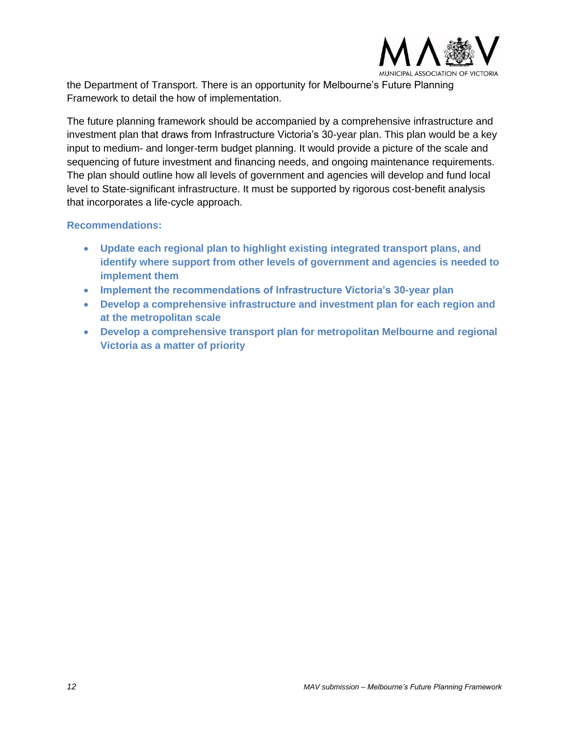the Department of Transport. There is an opportunity for Melbourne's Future Planning Framework to detail the how of implementation.

The future planning framework should be accompanied by a comprehensive infrastructure and investment plan that draws from Infrastructure Victoria's 30-year plan. This plan would be a key input to medium- and longer-term budget planning. It would provide a picture of the scale and sequencing of future investment and financing needs, and ongoing maintenance requirements. The plan should outline how all levels of government and agencies will develop and fund local level to State-significant infrastructure. It must be supported by rigorous cost-benefit analysis that incorporates a life-cycle approach.

**Recommendations:**

- **Update each regional plan to highlight existing integrated transport plans, and identify where support from other levels of government and agencies is needed to implement them**
- **Implement the recommendations of Infrastructure Victoria's 30-year plan**
- **Develop a comprehensive infrastructure and investment plan for each region and at the metropolitan scale**
- **Develop a comprehensive transport plan for metropolitan Melbourne and regional Victoria as a matter of priority**